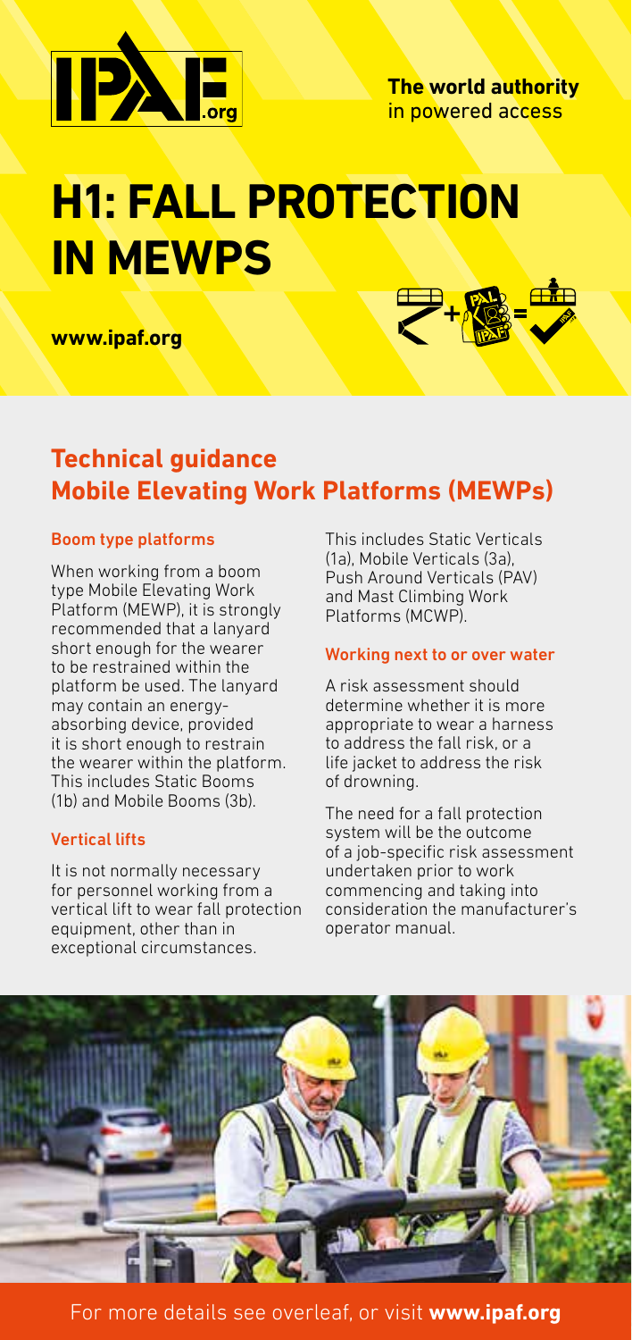IPAF.org

**The world authority** in powered access

# H1: FALL PROTECTION IN MEWPS

**www.ipaf.org**

## Technical guidance
## Mobile Elevating Work Platforms (MEWPs)

### Boom type platforms

When working from a boom type Mobile Elevating Work Platform (MEWP), it is strongly recommended that a lanyard short enough for the wearer to be restrained within the platform be used. The lanyard may contain an energy-absorbing device, provided it is short enough to restrain the wearer within the platform. This includes Static Booms (1b) and Mobile Booms (3b).

### Vertical lifts

It is not normally necessary for personnel working from a vertical lift to wear fall protection equipment, other than in exceptional circumstances.

This includes Static Verticals (1a), Mobile Verticals (3a), Push Around Verticals (PAV) and Mast Climbing Work Platforms (MCWP).

### Working next to or over water

A risk assessment should determine whether it is more appropriate to wear a harness to address the fall risk, or a life jacket to address the risk of drowning.

The need for a fall protection system will be the outcome of a job-specific risk assessment undertaken prior to work commencing and taking into consideration the manufacturer's operator manual.

For more details see overleaf, or visit **www.ipaf.org**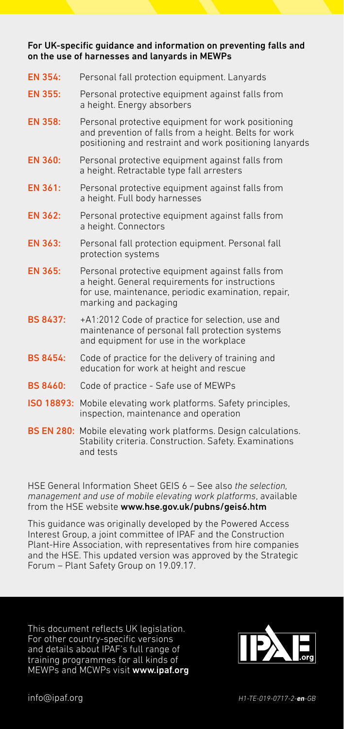**For UK-specific guidance and information on preventing falls and on the use of harnesses and lanyards in MEWPs**

| | |
|---|---|
| **EN 354:** | Personal fall protection equipment. Lanyards |
| **EN 355:** | Personal protective equipment against falls from a height. Energy absorbers |
| **EN 358:** | Personal protective equipment for work positioning and prevention of falls from a height. Belts for work positioning and restraint and work positioning lanyards |
| **EN 360:** | Personal protective equipment against falls from a height. Retractable type fall arresters |
| **EN 361:** | Personal protective equipment against falls from a height. Full body harnesses |
| **EN 362:** | Personal protective equipment against falls from a height. Connectors |
| **EN 363:** | Personal fall protection equipment. Personal fall protection systems |
| **EN 365:** | Personal protective equipment against falls from a height. General requirements for instructions for use, maintenance, periodic examination, repair, marking and packaging |
| **BS 8437:** | +A1:2012 Code of practice for selection, use and maintenance of personal fall protection systems and equipment for use in the workplace |
| **BS 8454:** | Code of practice for the delivery of training and education for work at height and rescue |
| **BS 8460:** | Code of practice - Safe use of MEWPs |
| **ISO 18893:** | Mobile elevating work platforms. Safety principles, inspection, maintenance and operation |
| **BS EN 280:** | Mobile elevating work platforms. Design calculations. Stability criteria. Construction. Safety. Examinations and tests |

HSE General Information Sheet GEIS 6 – See also *the selection, management and use of mobile elevating work platforms*, available from the HSE website **www.hse.gov.uk/pubns/geis6.htm**

This guidance was originally developed by the Powered Access Interest Group, a joint committee of IPAF and the Construction Plant-Hire Association, with representatives from hire companies and the HSE. This updated version was approved by the Strategic Forum – Plant Safety Group on 19.09.17.

This document reflects UK legislation. For other country-specific versions and details about IPAF's full range of training programmes for all kinds of MEWPs and MCWPs visit **www.ipaf.org**

info@ipaf.org

*H1-TE-019-0717-2-**en**-GB*